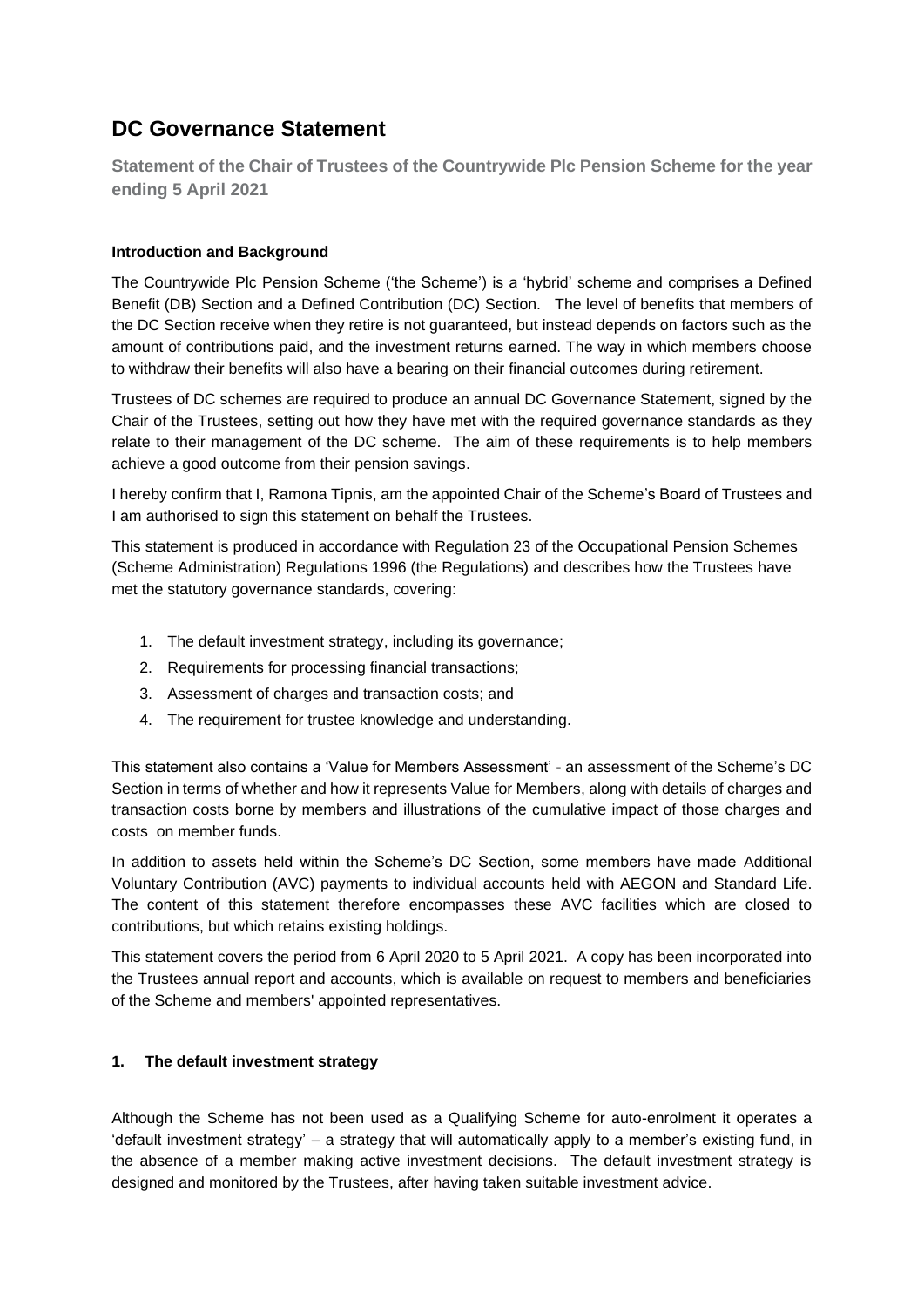# DC Governance Statement

**Statement of the Chair of Trustees of the Countrywide Plc Pension Scheme for the year ending 5 April 2021**

**Introduction and Background**

The Countrywide Plc Pension Scheme ('the Scheme') is a 'hybrid' scheme and comprises a Defined Benefit (DB) Section and a Defined Contribution (DC) Section. The level of benefits that members of the DC Section receive when they retire is not guaranteed, but instead depends on factors such as the amount of contributions paid, and the investment returns earned. The way in which members choose to withdraw their benefits will also have a bearing on their financial outcomes during retirement.

Trustees of DC schemes are required to produce an annual DC Governance Statement, signed by the Chair of the Trustees, setting out how they have met with the required governance standards as they relate to their management of the DC scheme. The aim of these requirements is to help members achieve a good outcome from their pension savings.

I hereby confirm that I, Ramona Tipnis, am the appointed Chair of the Scheme's Board of Trustees and I am authorised to sign this statement on behalf the Trustees.

This statement is produced in accordance with Regulation 23 of the Occupational Pension Schemes (Scheme Administration) Regulations 1996 (the Regulations) and describes how the Trustees have met the statutory governance standards, covering:

1. The default investment strategy, including its governance;
2. Requirements for processing financial transactions;
3. Assessment of charges and transaction costs; and
4. The requirement for trustee knowledge and understanding.

This statement also contains a 'Value for Members Assessment' - an assessment of the Scheme's DC Section in terms of whether and how it represents Value for Members, along with details of charges and transaction costs borne by members and illustrations of the cumulative impact of those charges and costs on member funds.

In addition to assets held within the Scheme's DC Section, some members have made Additional Voluntary Contribution (AVC) payments to individual accounts held with AEGON and Standard Life. The content of this statement therefore encompasses these AVC facilities which are closed to contributions, but which retains existing holdings.

This statement covers the period from 6 April 2020 to 5 April 2021. A copy has been incorporated into the Trustees annual report and accounts, which is available on request to members and beneficiaries of the Scheme and members' appointed representatives.

**1. The default investment strategy**

Although the Scheme has not been used as a Qualifying Scheme for auto-enrolment it operates a 'default investment strategy' – a strategy that will automatically apply to a member's existing fund, in the absence of a member making active investment decisions. The default investment strategy is designed and monitored by the Trustees, after having taken suitable investment advice.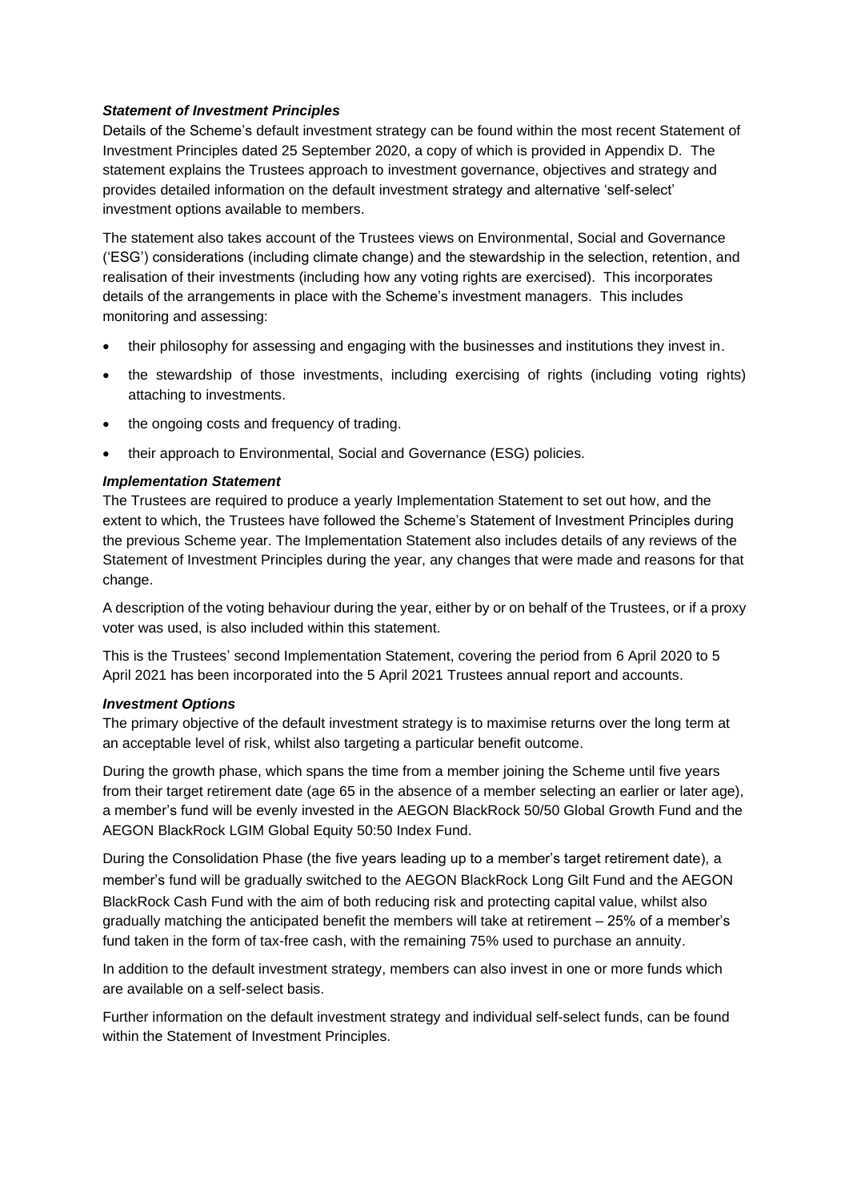***Statement of Investment Principles***

Details of the Scheme's default investment strategy can be found within the most recent Statement of Investment Principles dated 25 September 2020, a copy of which is provided in Appendix D. The statement explains the Trustees approach to investment governance, objectives and strategy and provides detailed information on the default investment strategy and alternative 'self-select' investment options available to members.

The statement also takes account of the Trustees views on Environmental, Social and Governance ('ESG') considerations (including climate change) and the stewardship in the selection, retention, and realisation of their investments (including how any voting rights are exercised). This incorporates details of the arrangements in place with the Scheme's investment managers. This includes monitoring and assessing:

- their philosophy for assessing and engaging with the businesses and institutions they invest in.
- the stewardship of those investments, including exercising of rights (including voting rights) attaching to investments.
- the ongoing costs and frequency of trading.
- their approach to Environmental, Social and Governance (ESG) policies.

***Implementation Statement***

The Trustees are required to produce a yearly Implementation Statement to set out how, and the extent to which, the Trustees have followed the Scheme's Statement of Investment Principles during the previous Scheme year. The Implementation Statement also includes details of any reviews of the Statement of Investment Principles during the year, any changes that were made and reasons for that change.

A description of the voting behaviour during the year, either by or on behalf of the Trustees, or if a proxy voter was used, is also included within this statement.

This is the Trustees' second Implementation Statement, covering the period from 6 April 2020 to 5 April 2021 has been incorporated into the 5 April 2021 Trustees annual report and accounts.

***Investment Options***

The primary objective of the default investment strategy is to maximise returns over the long term at an acceptable level of risk, whilst also targeting a particular benefit outcome.

During the growth phase, which spans the time from a member joining the Scheme until five years from their target retirement date (age 65 in the absence of a member selecting an earlier or later age), a member's fund will be evenly invested in the AEGON BlackRock 50/50 Global Growth Fund and the AEGON BlackRock LGIM Global Equity 50:50 Index Fund.

During the Consolidation Phase (the five years leading up to a member's target retirement date), a member's fund will be gradually switched to the AEGON BlackRock Long Gilt Fund and the AEGON BlackRock Cash Fund with the aim of both reducing risk and protecting capital value, whilst also gradually matching the anticipated benefit the members will take at retirement – 25% of a member's fund taken in the form of tax-free cash, with the remaining 75% used to purchase an annuity.

In addition to the default investment strategy, members can also invest in one or more funds which are available on a self-select basis.

Further information on the default investment strategy and individual self-select funds, can be found within the Statement of Investment Principles.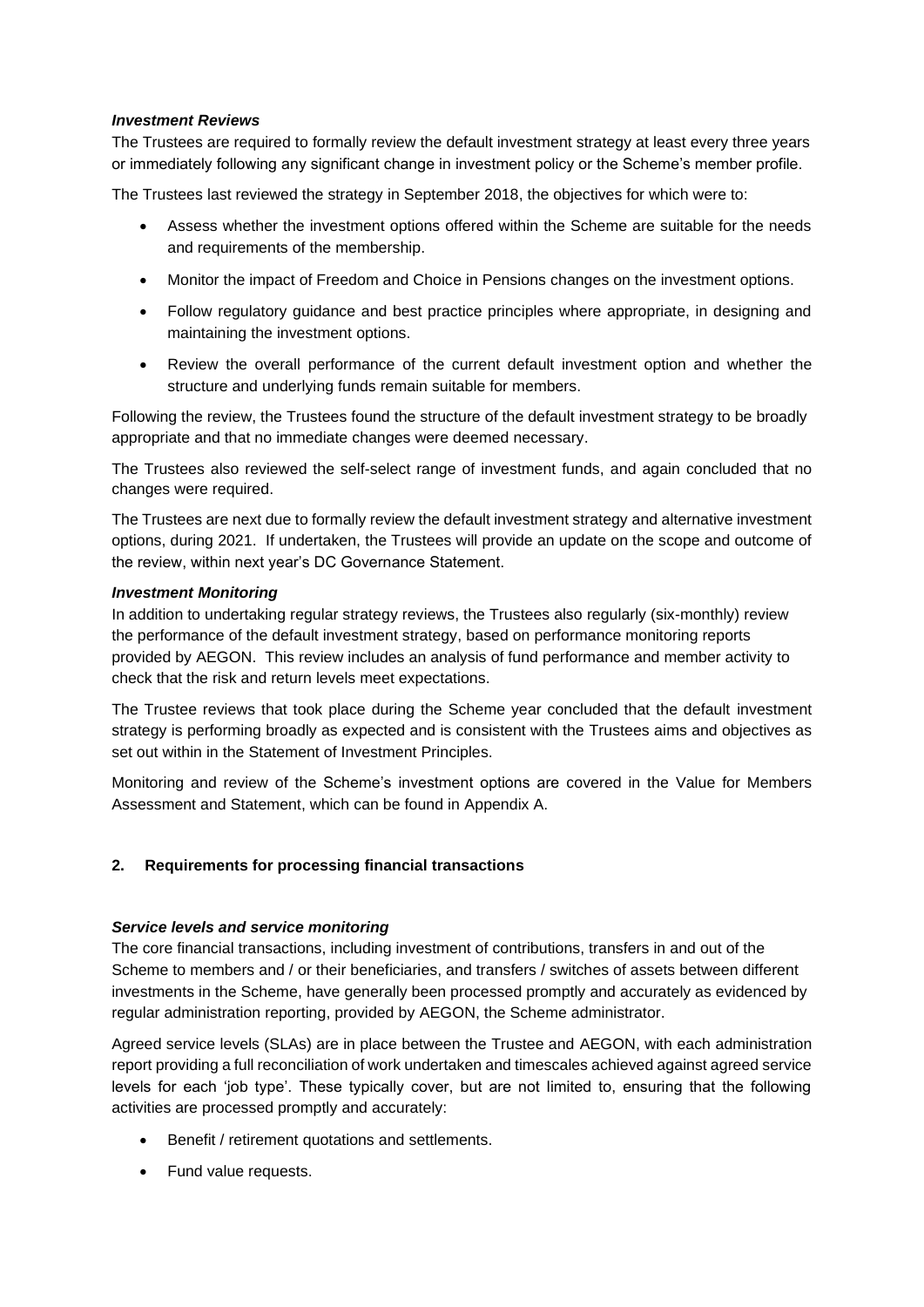### *Investment Reviews*

The Trustees are required to formally review the default investment strategy at least every three years or immediately following any significant change in investment policy or the Scheme's member profile.

The Trustees last reviewed the strategy in September 2018, the objectives for which were to:

- Assess whether the investment options offered within the Scheme are suitable for the needs and requirements of the membership.
- Monitor the impact of Freedom and Choice in Pensions changes on the investment options.
- Follow regulatory guidance and best practice principles where appropriate, in designing and maintaining the investment options.
- Review the overall performance of the current default investment option and whether the structure and underlying funds remain suitable for members.

Following the review, the Trustees found the structure of the default investment strategy to be broadly appropriate and that no immediate changes were deemed necessary.

The Trustees also reviewed the self-select range of investment funds, and again concluded that no changes were required.

The Trustees are next due to formally review the default investment strategy and alternative investment options, during 2021. If undertaken, the Trustees will provide an update on the scope and outcome of the review, within next year's DC Governance Statement.

### *Investment Monitoring*

In addition to undertaking regular strategy reviews, the Trustees also regularly (six-monthly) review the performance of the default investment strategy, based on performance monitoring reports provided by AEGON. This review includes an analysis of fund performance and member activity to check that the risk and return levels meet expectations.

The Trustee reviews that took place during the Scheme year concluded that the default investment strategy is performing broadly as expected and is consistent with the Trustees aims and objectives as set out within in the Statement of Investment Principles.

Monitoring and review of the Scheme's investment options are covered in the Value for Members Assessment and Statement, which can be found in Appendix A.

## 2. Requirements for processing financial transactions

### *Service levels and service monitoring*

The core financial transactions, including investment of contributions, transfers in and out of the Scheme to members and / or their beneficiaries, and transfers / switches of assets between different investments in the Scheme, have generally been processed promptly and accurately as evidenced by regular administration reporting, provided by AEGON, the Scheme administrator.

Agreed service levels (SLAs) are in place between the Trustee and AEGON, with each administration report providing a full reconciliation of work undertaken and timescales achieved against agreed service levels for each 'job type'. These typically cover, but are not limited to, ensuring that the following activities are processed promptly and accurately:

- Benefit / retirement quotations and settlements.
- Fund value requests.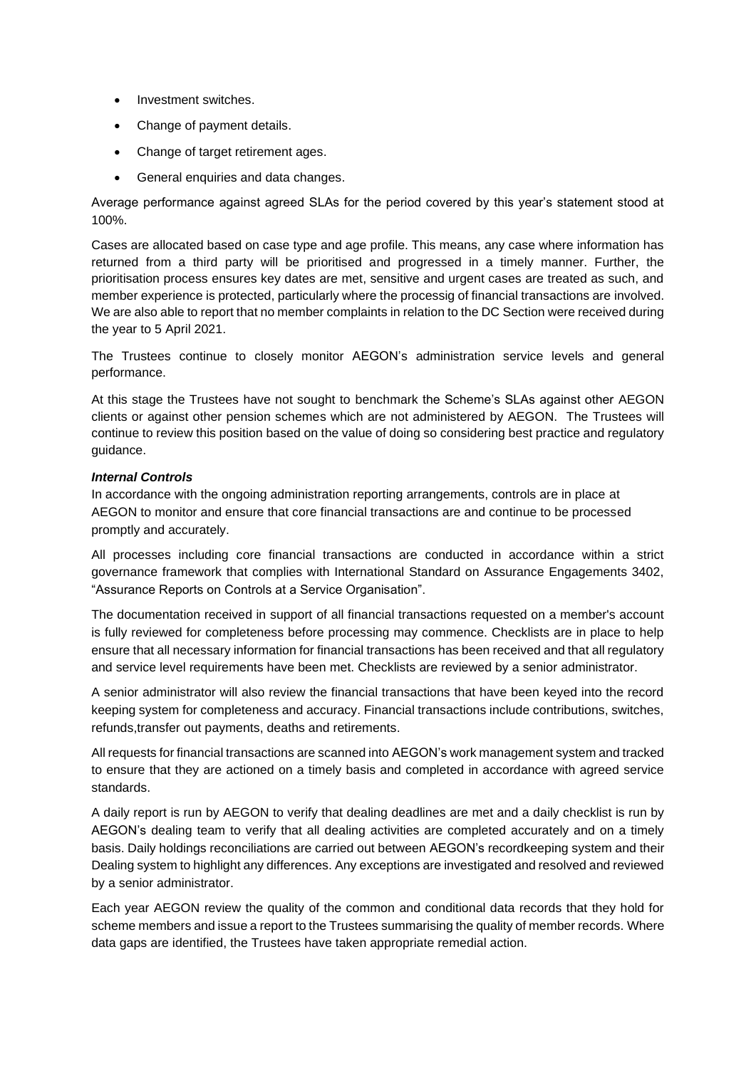- Investment switches.
- Change of payment details.
- Change of target retirement ages.
- General enquiries and data changes.

Average performance against agreed SLAs for the period covered by this year's statement stood at 100%.

Cases are allocated based on case type and age profile. This means, any case where information has returned from a third party will be prioritised and progressed in a timely manner. Further, the prioritisation process ensures key dates are met, sensitive and urgent cases are treated as such, and member experience is protected, particularly where the processig of financial transactions are involved. We are also able to report that no member complaints in relation to the DC Section were received during the year to 5 April 2021.

The Trustees continue to closely monitor AEGON's administration service levels and general performance.

At this stage the Trustees have not sought to benchmark the Scheme's SLAs against other AEGON clients or against other pension schemes which are not administered by AEGON. The Trustees will continue to review this position based on the value of doing so considering best practice and regulatory guidance.

***Internal Controls***

In accordance with the ongoing administration reporting arrangements, controls are in place at AEGON to monitor and ensure that core financial transactions are and continue to be processed promptly and accurately.

All processes including core financial transactions are conducted in accordance within a strict governance framework that complies with International Standard on Assurance Engagements 3402, "Assurance Reports on Controls at a Service Organisation".

The documentation received in support of all financial transactions requested on a member's account is fully reviewed for completeness before processing may commence. Checklists are in place to help ensure that all necessary information for financial transactions has been received and that all regulatory and service level requirements have been met. Checklists are reviewed by a senior administrator.

A senior administrator will also review the financial transactions that have been keyed into the record keeping system for completeness and accuracy. Financial transactions include contributions, switches, refunds,transfer out payments, deaths and retirements.

All requests for financial transactions are scanned into AEGON's work management system and tracked to ensure that they are actioned on a timely basis and completed in accordance with agreed service standards.

A daily report is run by AEGON to verify that dealing deadlines are met and a daily checklist is run by AEGON's dealing team to verify that all dealing activities are completed accurately and on a timely basis. Daily holdings reconciliations are carried out between AEGON's recordkeeping system and their Dealing system to highlight any differences. Any exceptions are investigated and resolved and reviewed by a senior administrator.

Each year AEGON review the quality of the common and conditional data records that they hold for scheme members and issue a report to the Trustees summarising the quality of member records. Where data gaps are identified, the Trustees have taken appropriate remedial action.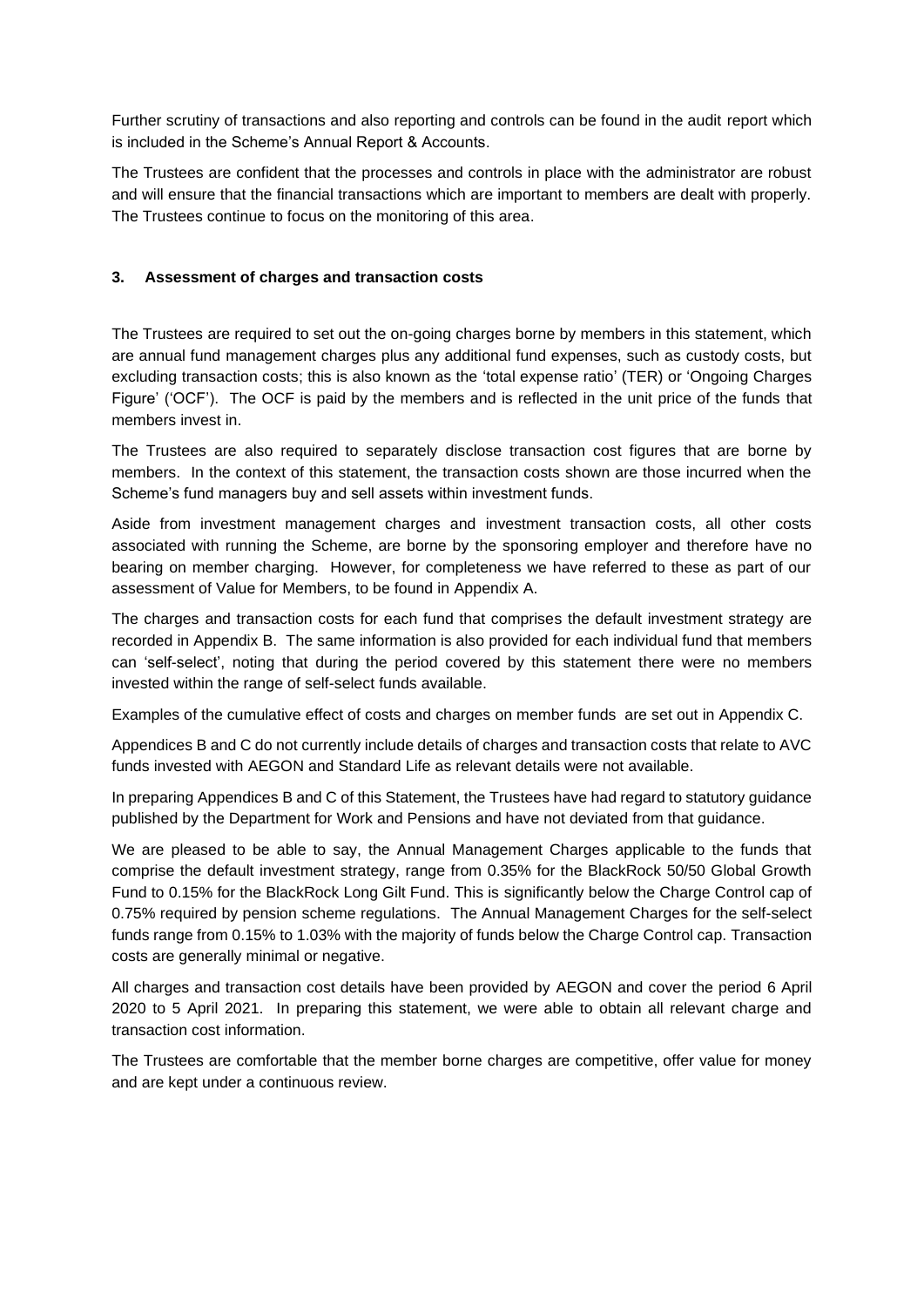Further scrutiny of transactions and also reporting and controls can be found in the audit report which is included in the Scheme's Annual Report & Accounts.

The Trustees are confident that the processes and controls in place with the administrator are robust and will ensure that the financial transactions which are important to members are dealt with properly. The Trustees continue to focus on the monitoring of this area.

### 3. Assessment of charges and transaction costs

The Trustees are required to set out the on-going charges borne by members in this statement, which are annual fund management charges plus any additional fund expenses, such as custody costs, but excluding transaction costs; this is also known as the 'total expense ratio' (TER) or 'Ongoing Charges Figure' ('OCF'). The OCF is paid by the members and is reflected in the unit price of the funds that members invest in.

The Trustees are also required to separately disclose transaction cost figures that are borne by members. In the context of this statement, the transaction costs shown are those incurred when the Scheme's fund managers buy and sell assets within investment funds.

Aside from investment management charges and investment transaction costs, all other costs associated with running the Scheme, are borne by the sponsoring employer and therefore have no bearing on member charging. However, for completeness we have referred to these as part of our assessment of Value for Members, to be found in Appendix A.

The charges and transaction costs for each fund that comprises the default investment strategy are recorded in Appendix B. The same information is also provided for each individual fund that members can 'self-select', noting that during the period covered by this statement there were no members invested within the range of self-select funds available.

Examples of the cumulative effect of costs and charges on member funds are set out in Appendix C.

Appendices B and C do not currently include details of charges and transaction costs that relate to AVC funds invested with AEGON and Standard Life as relevant details were not available.

In preparing Appendices B and C of this Statement, the Trustees have had regard to statutory guidance published by the Department for Work and Pensions and have not deviated from that guidance.

We are pleased to be able to say, the Annual Management Charges applicable to the funds that comprise the default investment strategy, range from 0.35% for the BlackRock 50/50 Global Growth Fund to 0.15% for the BlackRock Long Gilt Fund. This is significantly below the Charge Control cap of 0.75% required by pension scheme regulations. The Annual Management Charges for the self-select funds range from 0.15% to 1.03% with the majority of funds below the Charge Control cap. Transaction costs are generally minimal or negative.

All charges and transaction cost details have been provided by AEGON and cover the period 6 April 2020 to 5 April 2021. In preparing this statement, we were able to obtain all relevant charge and transaction cost information.

The Trustees are comfortable that the member borne charges are competitive, offer value for money and are kept under a continuous review.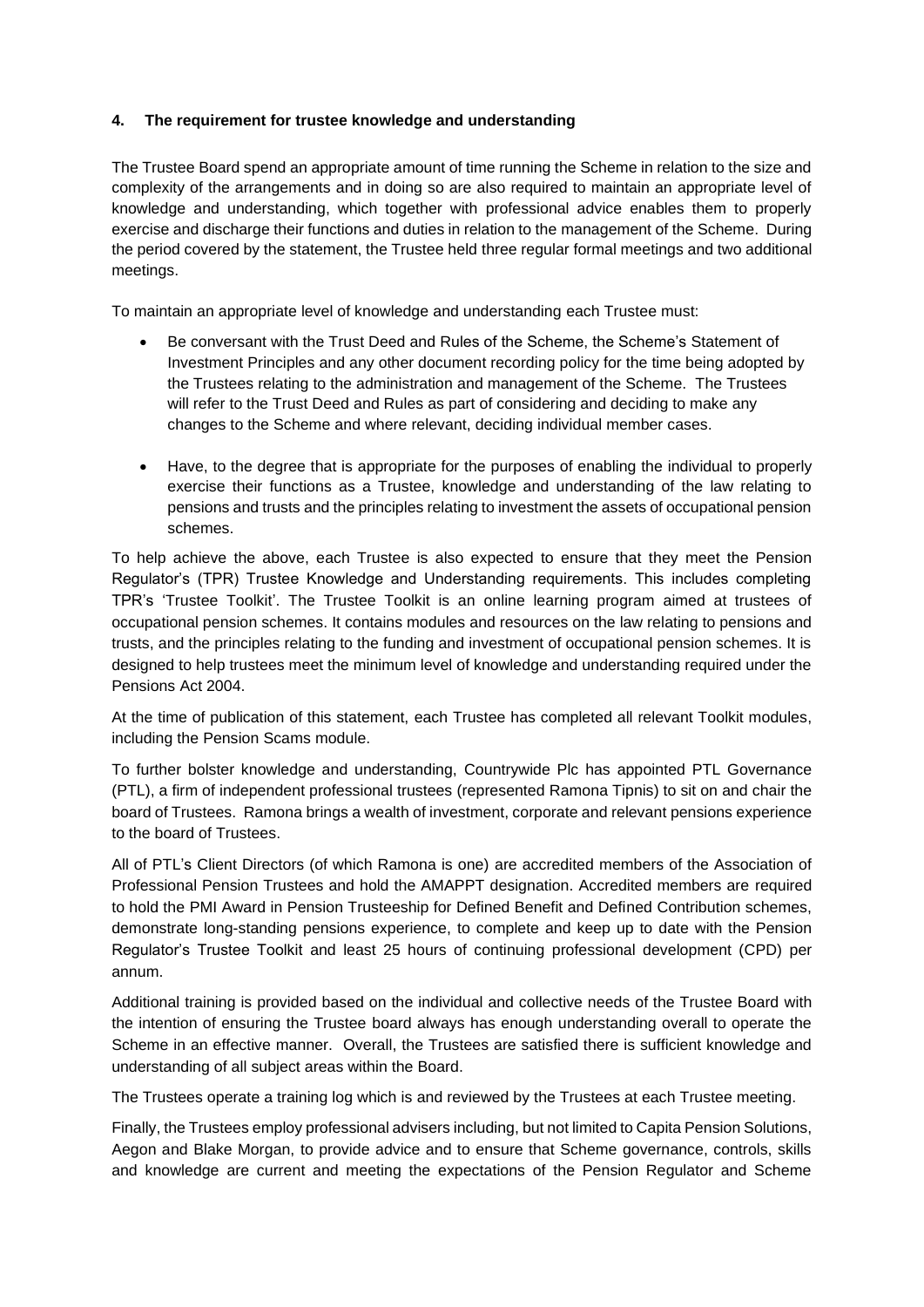### 4. The requirement for trustee knowledge and understanding

The Trustee Board spend an appropriate amount of time running the Scheme in relation to the size and complexity of the arrangements and in doing so are also required to maintain an appropriate level of knowledge and understanding, which together with professional advice enables them to properly exercise and discharge their functions and duties in relation to the management of the Scheme. During the period covered by the statement, the Trustee held three regular formal meetings and two additional meetings.

To maintain an appropriate level of knowledge and understanding each Trustee must:

- Be conversant with the Trust Deed and Rules of the Scheme, the Scheme's Statement of Investment Principles and any other document recording policy for the time being adopted by the Trustees relating to the administration and management of the Scheme. The Trustees will refer to the Trust Deed and Rules as part of considering and deciding to make any changes to the Scheme and where relevant, deciding individual member cases.
- Have, to the degree that is appropriate for the purposes of enabling the individual to properly exercise their functions as a Trustee, knowledge and understanding of the law relating to pensions and trusts and the principles relating to investment the assets of occupational pension schemes.

To help achieve the above, each Trustee is also expected to ensure that they meet the Pension Regulator's (TPR) Trustee Knowledge and Understanding requirements. This includes completing TPR's 'Trustee Toolkit'. The Trustee Toolkit is an online learning program aimed at trustees of occupational pension schemes. It contains modules and resources on the law relating to pensions and trusts, and the principles relating to the funding and investment of occupational pension schemes. It is designed to help trustees meet the minimum level of knowledge and understanding required under the Pensions Act 2004.

At the time of publication of this statement, each Trustee has completed all relevant Toolkit modules, including the Pension Scams module.

To further bolster knowledge and understanding, Countrywide Plc has appointed PTL Governance (PTL), a firm of independent professional trustees (represented Ramona Tipnis) to sit on and chair the board of Trustees. Ramona brings a wealth of investment, corporate and relevant pensions experience to the board of Trustees.

All of PTL's Client Directors (of which Ramona is one) are accredited members of the Association of Professional Pension Trustees and hold the AMAPPT designation. Accredited members are required to hold the PMI Award in Pension Trusteeship for Defined Benefit and Defined Contribution schemes, demonstrate long-standing pensions experience, to complete and keep up to date with the Pension Regulator's Trustee Toolkit and least 25 hours of continuing professional development (CPD) per annum.

Additional training is provided based on the individual and collective needs of the Trustee Board with the intention of ensuring the Trustee board always has enough understanding overall to operate the Scheme in an effective manner. Overall, the Trustees are satisfied there is sufficient knowledge and understanding of all subject areas within the Board.

The Trustees operate a training log which is and reviewed by the Trustees at each Trustee meeting.

Finally, the Trustees employ professional advisers including, but not limited to Capita Pension Solutions, Aegon and Blake Morgan, to provide advice and to ensure that Scheme governance, controls, skills and knowledge are current and meeting the expectations of the Pension Regulator and Scheme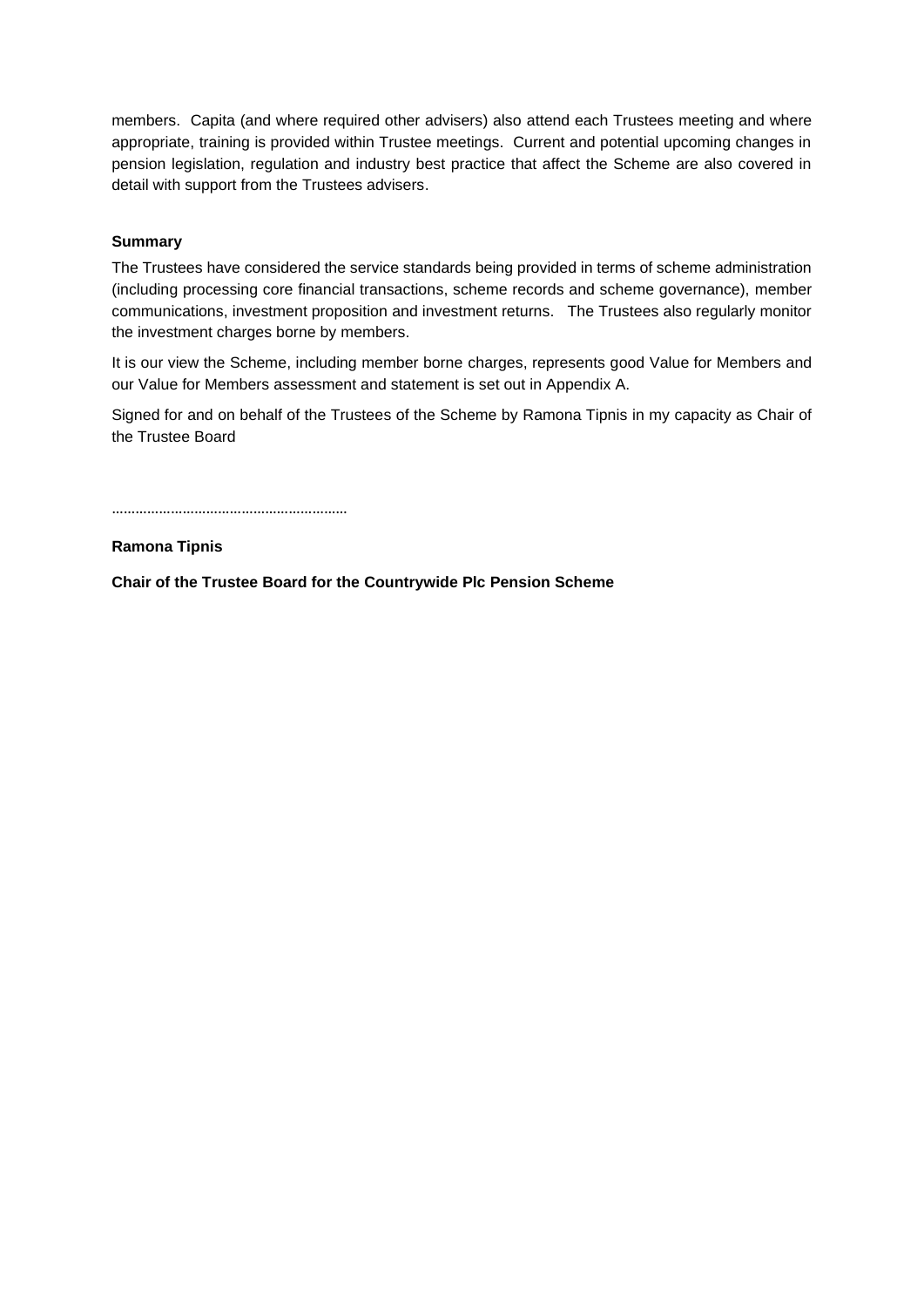members. Capita (and where required other advisers) also attend each Trustees meeting and where appropriate, training is provided within Trustee meetings. Current and potential upcoming changes in pension legislation, regulation and industry best practice that affect the Scheme are also covered in detail with support from the Trustees advisers.

**Summary**

The Trustees have considered the service standards being provided in terms of scheme administration (including processing core financial transactions, scheme records and scheme governance), member communications, investment proposition and investment returns. The Trustees also regularly monitor the investment charges borne by members.

It is our view the Scheme, including member borne charges, represents good Value for Members and our Value for Members assessment and statement is set out in Appendix A.

Signed for and on behalf of the Trustees of the Scheme by Ramona Tipnis in my capacity as Chair of the Trustee Board

…………………………………………………

**Ramona Tipnis**

**Chair of the Trustee Board for the Countrywide Plc Pension Scheme**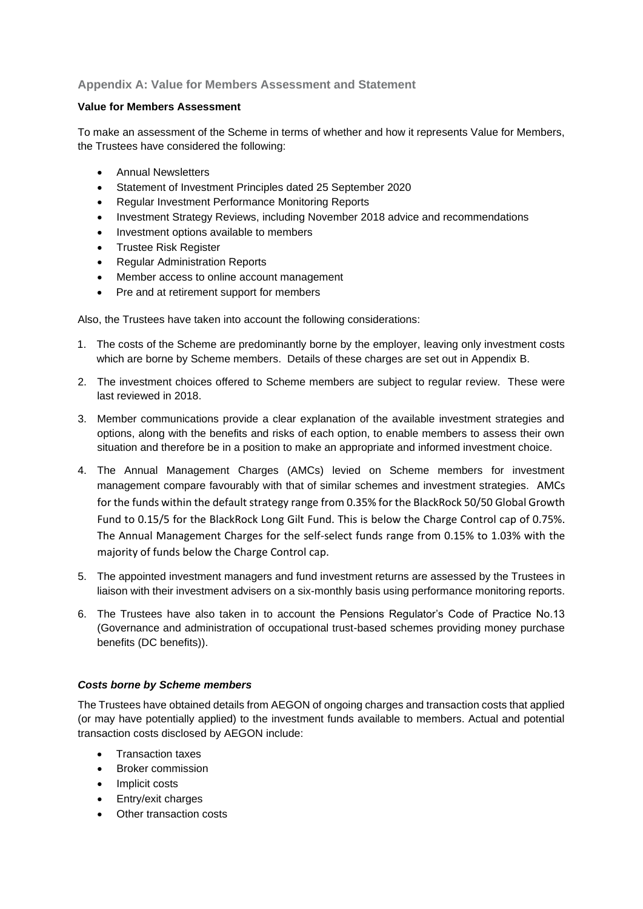## Appendix A: Value for Members Assessment and Statement

**Value for Members Assessment**

To make an assessment of the Scheme in terms of whether and how it represents Value for Members, the Trustees have considered the following:

- Annual Newsletters
- Statement of Investment Principles dated 25 September 2020
- Regular Investment Performance Monitoring Reports
- Investment Strategy Reviews, including November 2018 advice and recommendations
- Investment options available to members
- Trustee Risk Register
- Regular Administration Reports
- Member access to online account management
- Pre and at retirement support for members

Also, the Trustees have taken into account the following considerations:

1. The costs of the Scheme are predominantly borne by the employer, leaving only investment costs which are borne by Scheme members. Details of these charges are set out in Appendix B.
2. The investment choices offered to Scheme members are subject to regular review. These were last reviewed in 2018.
3. Member communications provide a clear explanation of the available investment strategies and options, along with the benefits and risks of each option, to enable members to assess their own situation and therefore be in a position to make an appropriate and informed investment choice.
4. The Annual Management Charges (AMCs) levied on Scheme members for investment management compare favourably with that of similar schemes and investment strategies. AMCs for the funds within the default strategy range from 0.35% for the BlackRock 50/50 Global Growth Fund to 0.15/5 for the BlackRock Long Gilt Fund. This is below the Charge Control cap of 0.75%. The Annual Management Charges for the self-select funds range from 0.15% to 1.03% with the majority of funds below the Charge Control cap.
5. The appointed investment managers and fund investment returns are assessed by the Trustees in liaison with their investment advisers on a six-monthly basis using performance monitoring reports.
6. The Trustees have also taken in to account the Pensions Regulator's Code of Practice No.13 (Governance and administration of occupational trust-based schemes providing money purchase benefits (DC benefits)).

***Costs borne by Scheme members***

The Trustees have obtained details from AEGON of ongoing charges and transaction costs that applied (or may have potentially applied) to the investment funds available to members. Actual and potential transaction costs disclosed by AEGON include:

- Transaction taxes
- Broker commission
- Implicit costs
- Entry/exit charges
- Other transaction costs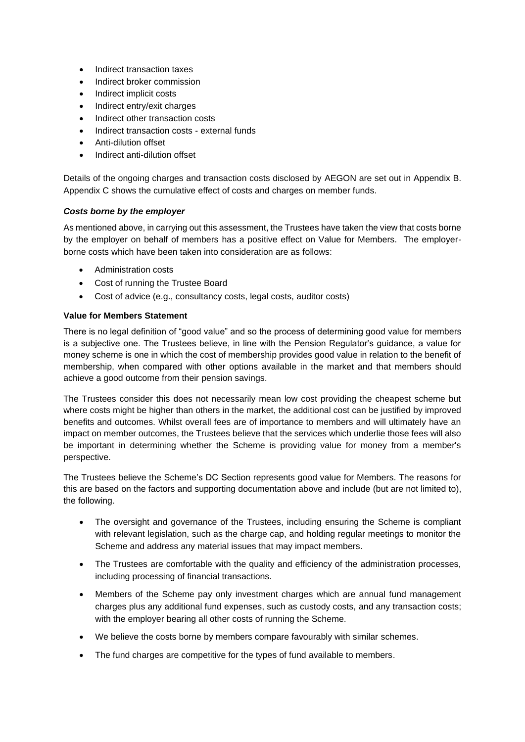- Indirect transaction taxes
- Indirect broker commission
- Indirect implicit costs
- Indirect entry/exit charges
- Indirect other transaction costs
- Indirect transaction costs - external funds
- Anti-dilution offset
- Indirect anti-dilution offset

Details of the ongoing charges and transaction costs disclosed by AEGON are set out in Appendix B. Appendix C shows the cumulative effect of costs and charges on member funds.

***Costs borne by the employer***

As mentioned above, in carrying out this assessment, the Trustees have taken the view that costs borne by the employer on behalf of members has a positive effect on Value for Members. The employer-borne costs which have been taken into consideration are as follows:

- Administration costs
- Cost of running the Trustee Board
- Cost of advice (e.g., consultancy costs, legal costs, auditor costs)

**Value for Members Statement**

There is no legal definition of "good value" and so the process of determining good value for members is a subjective one. The Trustees believe, in line with the Pension Regulator's guidance, a value for money scheme is one in which the cost of membership provides good value in relation to the benefit of membership, when compared with other options available in the market and that members should achieve a good outcome from their pension savings.

The Trustees consider this does not necessarily mean low cost providing the cheapest scheme but where costs might be higher than others in the market, the additional cost can be justified by improved benefits and outcomes. Whilst overall fees are of importance to members and will ultimately have an impact on member outcomes, the Trustees believe that the services which underlie those fees will also be important in determining whether the Scheme is providing value for money from a member's perspective.

The Trustees believe the Scheme's DC Section represents good value for Members. The reasons for this are based on the factors and supporting documentation above and include (but are not limited to), the following.

- The oversight and governance of the Trustees, including ensuring the Scheme is compliant with relevant legislation, such as the charge cap, and holding regular meetings to monitor the Scheme and address any material issues that may impact members.
- The Trustees are comfortable with the quality and efficiency of the administration processes, including processing of financial transactions.
- Members of the Scheme pay only investment charges which are annual fund management charges plus any additional fund expenses, such as custody costs, and any transaction costs; with the employer bearing all other costs of running the Scheme.
- We believe the costs borne by members compare favourably with similar schemes.
- The fund charges are competitive for the types of fund available to members.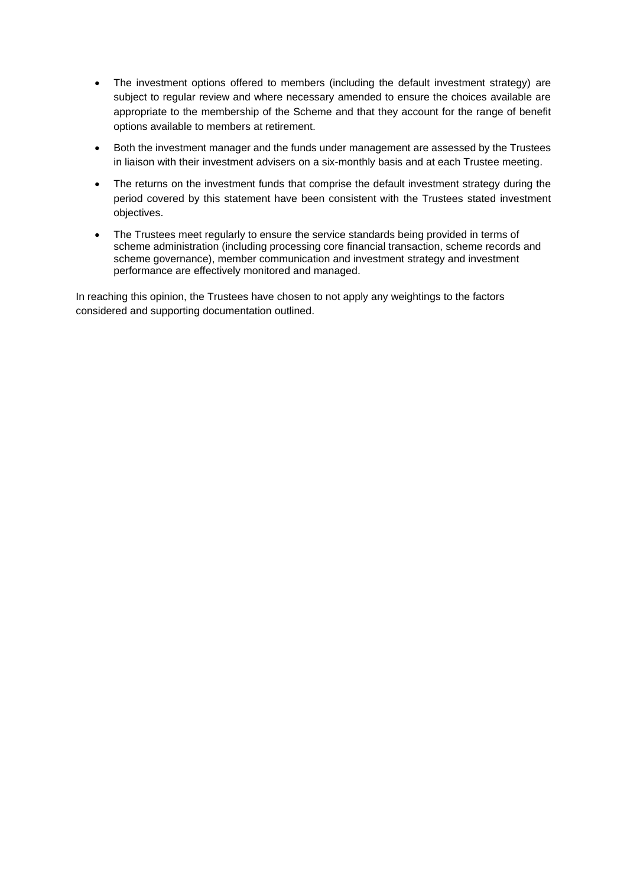- The investment options offered to members (including the default investment strategy) are subject to regular review and where necessary amended to ensure the choices available are appropriate to the membership of the Scheme and that they account for the range of benefit options available to members at retirement.
- Both the investment manager and the funds under management are assessed by the Trustees in liaison with their investment advisers on a six-monthly basis and at each Trustee meeting.
- The returns on the investment funds that comprise the default investment strategy during the period covered by this statement have been consistent with the Trustees stated investment objectives.
- The Trustees meet regularly to ensure the service standards being provided in terms of scheme administration (including processing core financial transaction, scheme records and scheme governance), member communication and investment strategy and investment performance are effectively monitored and managed.

In reaching this opinion, the Trustees have chosen to not apply any weightings to the factors considered and supporting documentation outlined.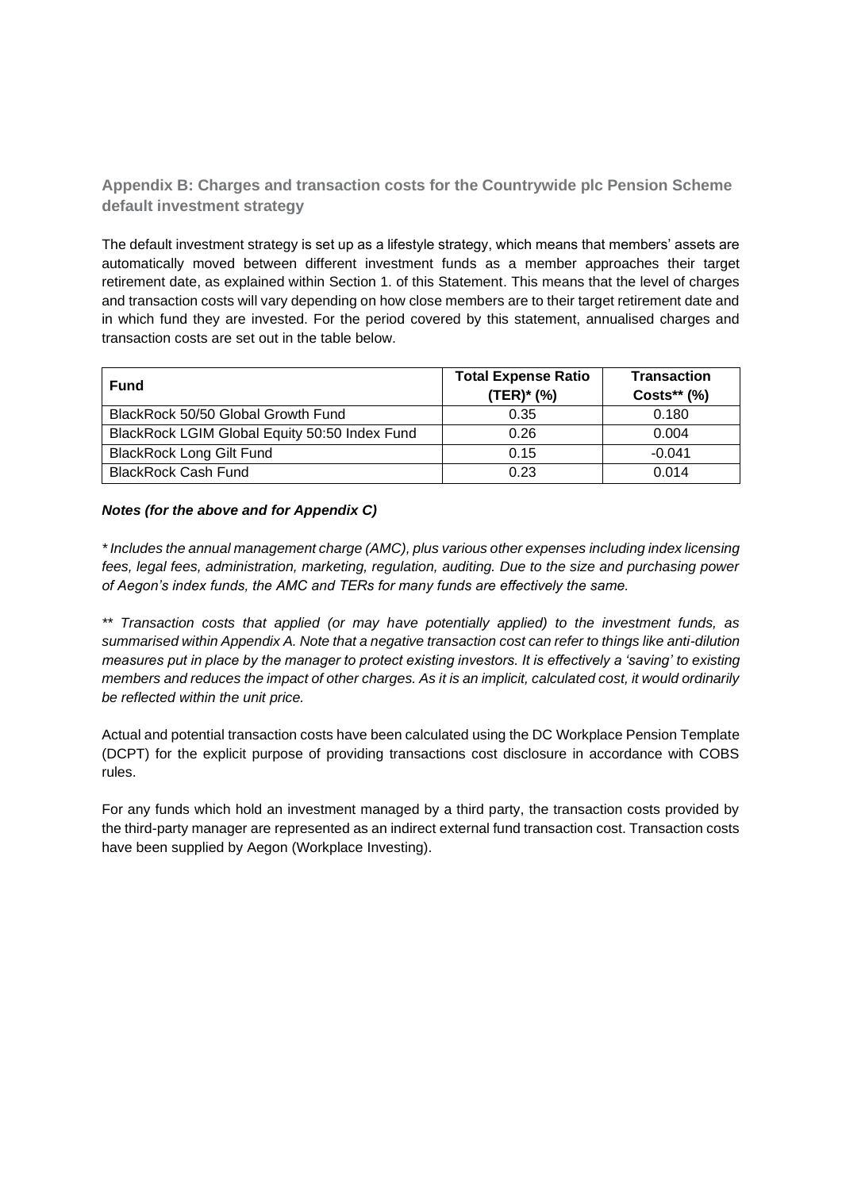## Appendix B: Charges and transaction costs for the Countrywide plc Pension Scheme default investment strategy

The default investment strategy is set up as a lifestyle strategy, which means that members' assets are automatically moved between different investment funds as a member approaches their target retirement date, as explained within Section 1. of this Statement. This means that the level of charges and transaction costs will vary depending on how close members are to their target retirement date and in which fund they are invested. For the period covered by this statement, annualised charges and transaction costs are set out in the table below.

| Fund | Total Expense Ratio (TER)* (%) | Transaction Costs** (%) |
|---|---|---|
| BlackRock 50/50 Global Growth Fund | 0.35 | 0.180 |
| BlackRock LGIM Global Equity 50:50 Index Fund | 0.26 | 0.004 |
| BlackRock Long Gilt Fund | 0.15 | -0.041 |
| BlackRock Cash Fund | 0.23 | 0.014 |

***Notes (for the above and for Appendix C)***

*\* Includes the annual management charge (AMC), plus various other expenses including index licensing fees, legal fees, administration, marketing, regulation, auditing. Due to the size and purchasing power of Aegon's index funds, the AMC and TERs for many funds are effectively the same.*

*\*\* Transaction costs that applied (or may have potentially applied) to the investment funds, as summarised within Appendix A. Note that a negative transaction cost can refer to things like anti-dilution measures put in place by the manager to protect existing investors. It is effectively a 'saving' to existing members and reduces the impact of other charges. As it is an implicit, calculated cost, it would ordinarily be reflected within the unit price.*

Actual and potential transaction costs have been calculated using the DC Workplace Pension Template (DCPT) for the explicit purpose of providing transactions cost disclosure in accordance with COBS rules.

For any funds which hold an investment managed by a third party, the transaction costs provided by the third-party manager are represented as an indirect external fund transaction cost. Transaction costs have been supplied by Aegon (Workplace Investing).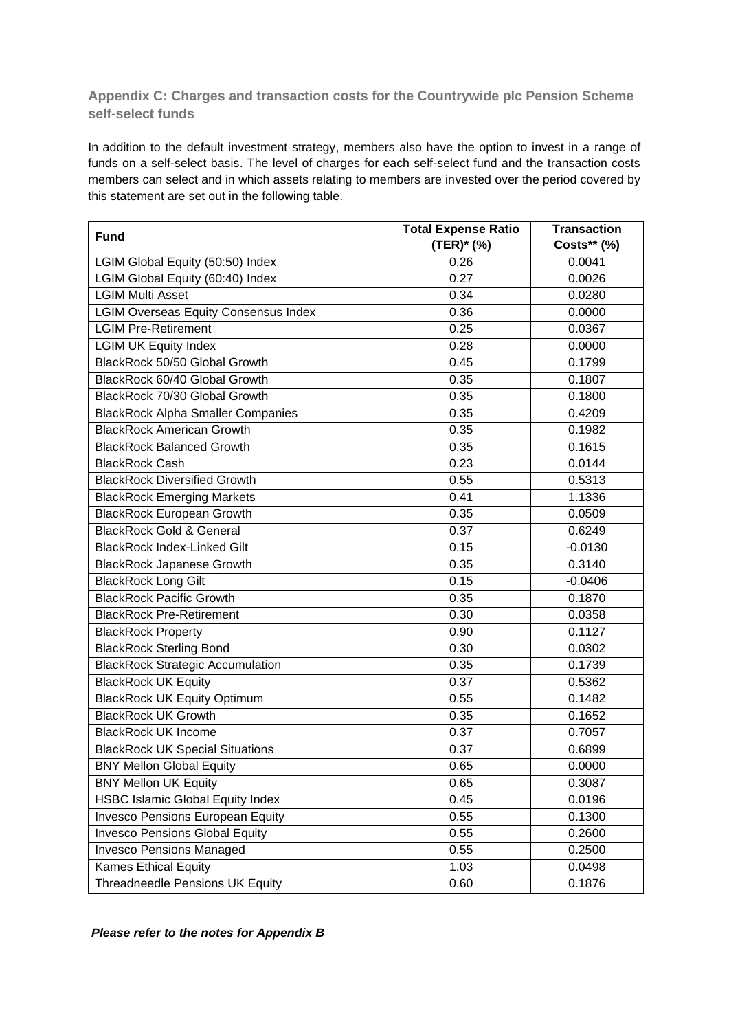## Appendix C: Charges and transaction costs for the Countrywide plc Pension Scheme self-select funds

In addition to the default investment strategy, members also have the option to invest in a range of funds on a self-select basis. The level of charges for each self-select fund and the transaction costs members can select and in which assets relating to members are invested over the period covered by this statement are set out in the following table.

| Fund | Total Expense Ratio (TER)* (%) | Transaction Costs** (%) |
|---|---|---|
| LGIM Global Equity (50:50) Index | 0.26 | 0.0041 |
| LGIM Global Equity (60:40) Index | 0.27 | 0.0026 |
| LGIM Multi Asset | 0.34 | 0.0280 |
| LGIM Overseas Equity Consensus Index | 0.36 | 0.0000 |
| LGIM Pre-Retirement | 0.25 | 0.0367 |
| LGIM UK Equity Index | 0.28 | 0.0000 |
| BlackRock 50/50 Global Growth | 0.45 | 0.1799 |
| BlackRock 60/40 Global Growth | 0.35 | 0.1807 |
| BlackRock 70/30 Global Growth | 0.35 | 0.1800 |
| BlackRock Alpha Smaller Companies | 0.35 | 0.4209 |
| BlackRock American Growth | 0.35 | 0.1982 |
| BlackRock Balanced Growth | 0.35 | 0.1615 |
| BlackRock Cash | 0.23 | 0.0144 |
| BlackRock Diversified Growth | 0.55 | 0.5313 |
| BlackRock Emerging Markets | 0.41 | 1.1336 |
| BlackRock European Growth | 0.35 | 0.0509 |
| BlackRock Gold & General | 0.37 | 0.6249 |
| BlackRock Index-Linked Gilt | 0.15 | -0.0130 |
| BlackRock Japanese Growth | 0.35 | 0.3140 |
| BlackRock Long Gilt | 0.15 | -0.0406 |
| BlackRock Pacific Growth | 0.35 | 0.1870 |
| BlackRock Pre-Retirement | 0.30 | 0.0358 |
| BlackRock Property | 0.90 | 0.1127 |
| BlackRock Sterling Bond | 0.30 | 0.0302 |
| BlackRock Strategic Accumulation | 0.35 | 0.1739 |
| BlackRock UK Equity | 0.37 | 0.5362 |
| BlackRock UK Equity Optimum | 0.55 | 0.1482 |
| BlackRock UK Growth | 0.35 | 0.1652 |
| BlackRock UK Income | 0.37 | 0.7057 |
| BlackRock UK Special Situations | 0.37 | 0.6899 |
| BNY Mellon Global Equity | 0.65 | 0.0000 |
| BNY Mellon UK Equity | 0.65 | 0.3087 |
| HSBC Islamic Global Equity Index | 0.45 | 0.0196 |
| Invesco Pensions European Equity | 0.55 | 0.1300 |
| Invesco Pensions Global Equity | 0.55 | 0.2600 |
| Invesco Pensions Managed | 0.55 | 0.2500 |
| Kames Ethical Equity | 1.03 | 0.0498 |
| Threadneedle Pensions UK Equity | 0.60 | 0.1876 |

***Please refer to the notes for Appendix B***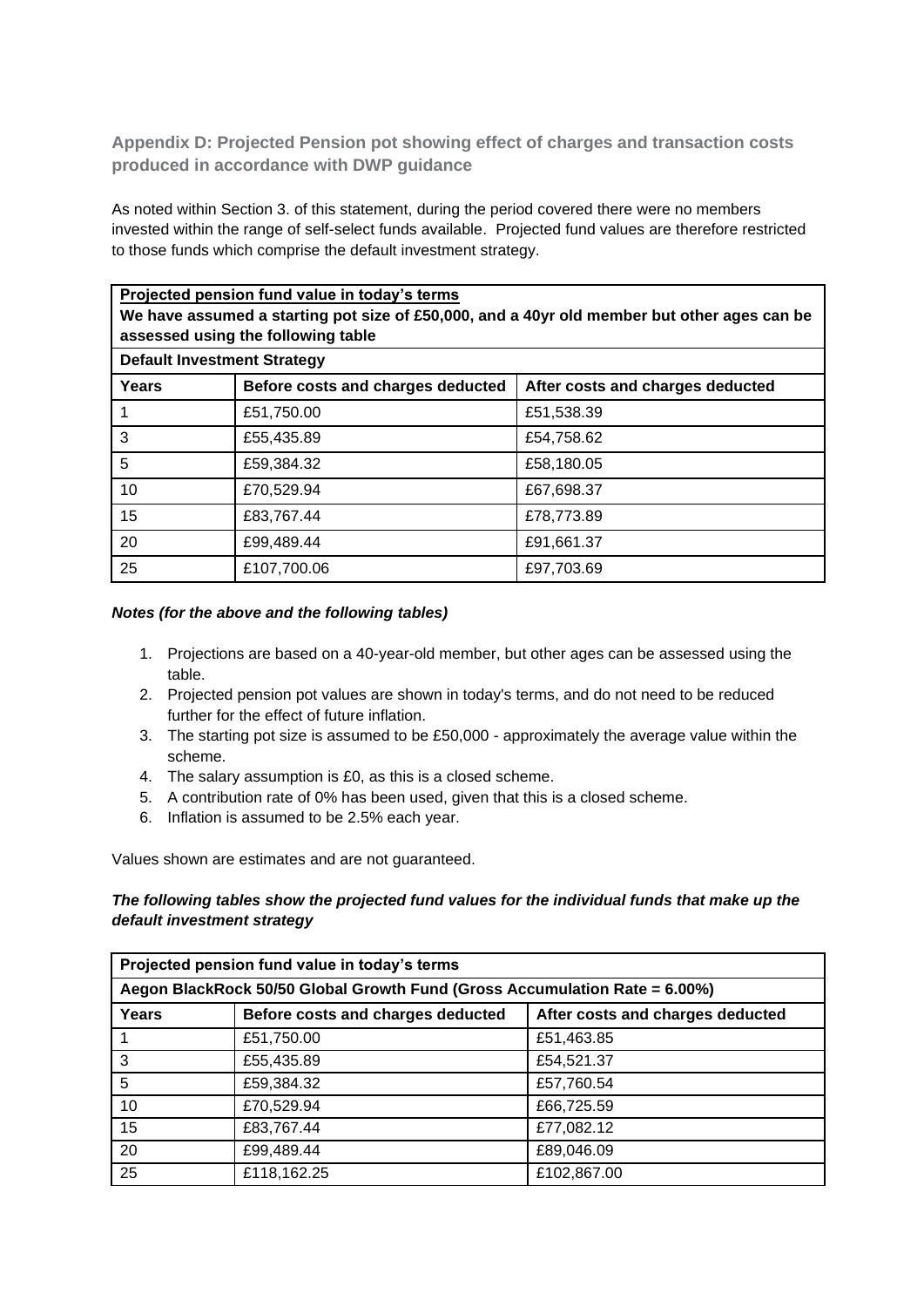## Appendix D: Projected Pension pot showing effect of charges and transaction costs produced in accordance with DWP guidance

As noted within Section 3. of this statement, during the period covered there were no members invested within the range of self-select funds available. Projected fund values are therefore restricted to those funds which comprise the default investment strategy.

| **Projected pension fund value in today's terms** | | |
|---|---|---|
| **We have assumed a starting pot size of £50,000, and a 40yr old member but other ages can be assessed using the following table** | | |
| **Default Investment Strategy** | | |
| **Years** | **Before costs and charges deducted** | **After costs and charges deducted** |
| 1 | £51,750.00 | £51,538.39 |
| 3 | £55,435.89 | £54,758.62 |
| 5 | £59,384.32 | £58,180.05 |
| 10 | £70,529.94 | £67,698.37 |
| 15 | £83,767.44 | £78,773.89 |
| 20 | £99,489.44 | £91,661.37 |
| 25 | £107,700.06 | £97,703.69 |

***Notes (for the above and the following tables)***

1. Projections are based on a 40-year-old member, but other ages can be assessed using the table.
2. Projected pension pot values are shown in today's terms, and do not need to be reduced further for the effect of future inflation.
3. The starting pot size is assumed to be £50,000 - approximately the average value within the scheme.
4. The salary assumption is £0, as this is a closed scheme.
5. A contribution rate of 0% has been used, given that this is a closed scheme.
6. Inflation is assumed to be 2.5% each year.

Values shown are estimates and are not guaranteed.

***The following tables show the projected fund values for the individual funds that make up the default investment strategy***

| **Projected pension fund value in today's terms** | | |
|---|---|---|
| **Aegon BlackRock 50/50 Global Growth Fund (Gross Accumulation Rate = 6.00%)** | | |
| **Years** | **Before costs and charges deducted** | **After costs and charges deducted** |
| 1 | £51,750.00 | £51,463.85 |
| 3 | £55,435.89 | £54,521.37 |
| 5 | £59,384.32 | £57,760.54 |
| 10 | £70,529.94 | £66,725.59 |
| 15 | £83,767.44 | £77,082.12 |
| 20 | £99,489.44 | £89,046.09 |
| 25 | £118,162.25 | £102,867.00 |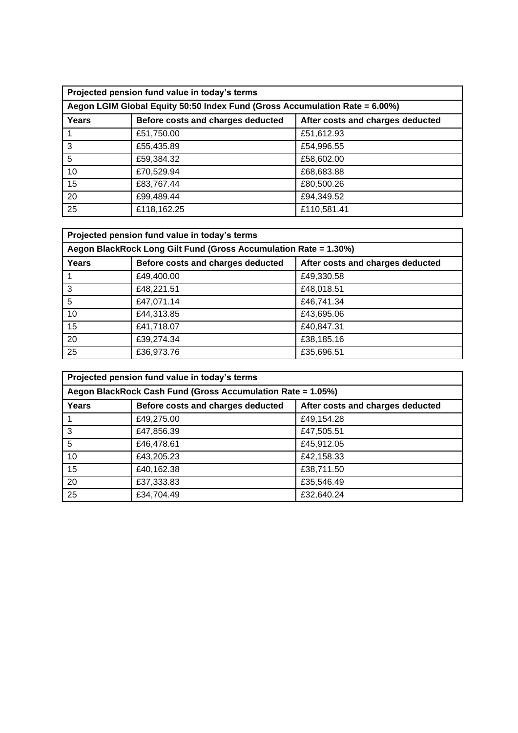| Projected pension fund value in today's terms | | |
|---|---|---|
| **Aegon LGIM Global Equity 50:50 Index Fund (Gross Accumulation Rate = 6.00%)** | | |
| **Years** | **Before costs and charges deducted** | **After costs and charges deducted** |
| 1 | £51,750.00 | £51,612.93 |
| 3 | £55,435.89 | £54,996.55 |
| 5 | £59,384.32 | £58,602.00 |
| 10 | £70,529.94 | £68,683.88 |
| 15 | £83,767.44 | £80,500.26 |
| 20 | £99,489.44 | £94,349.52 |
| 25 | £118,162.25 | £110,581.41 |

| Projected pension fund value in today's terms | | |
|---|---|---|
| **Aegon BlackRock Long Gilt Fund (Gross Accumulation Rate = 1.30%)** | | |
| **Years** | **Before costs and charges deducted** | **After costs and charges deducted** |
| 1 | £49,400.00 | £49,330.58 |
| 3 | £48,221.51 | £48,018.51 |
| 5 | £47,071.14 | £46,741.34 |
| 10 | £44,313.85 | £43,695.06 |
| 15 | £41,718.07 | £40,847.31 |
| 20 | £39,274.34 | £38,185.16 |
| 25 | £36,973.76 | £35,696.51 |

| Projected pension fund value in today's terms | | |
|---|---|---|
| **Aegon BlackRock Cash Fund (Gross Accumulation Rate = 1.05%)** | | |
| **Years** | **Before costs and charges deducted** | **After costs and charges deducted** |
| 1 | £49,275.00 | £49,154.28 |
| 3 | £47,856.39 | £47,505.51 |
| 5 | £46,478.61 | £45,912.05 |
| 10 | £43,205.23 | £42,158.33 |
| 15 | £40,162.38 | £38,711.50 |
| 20 | £37,333.83 | £35,546.49 |
| 25 | £34,704.49 | £32,640.24 |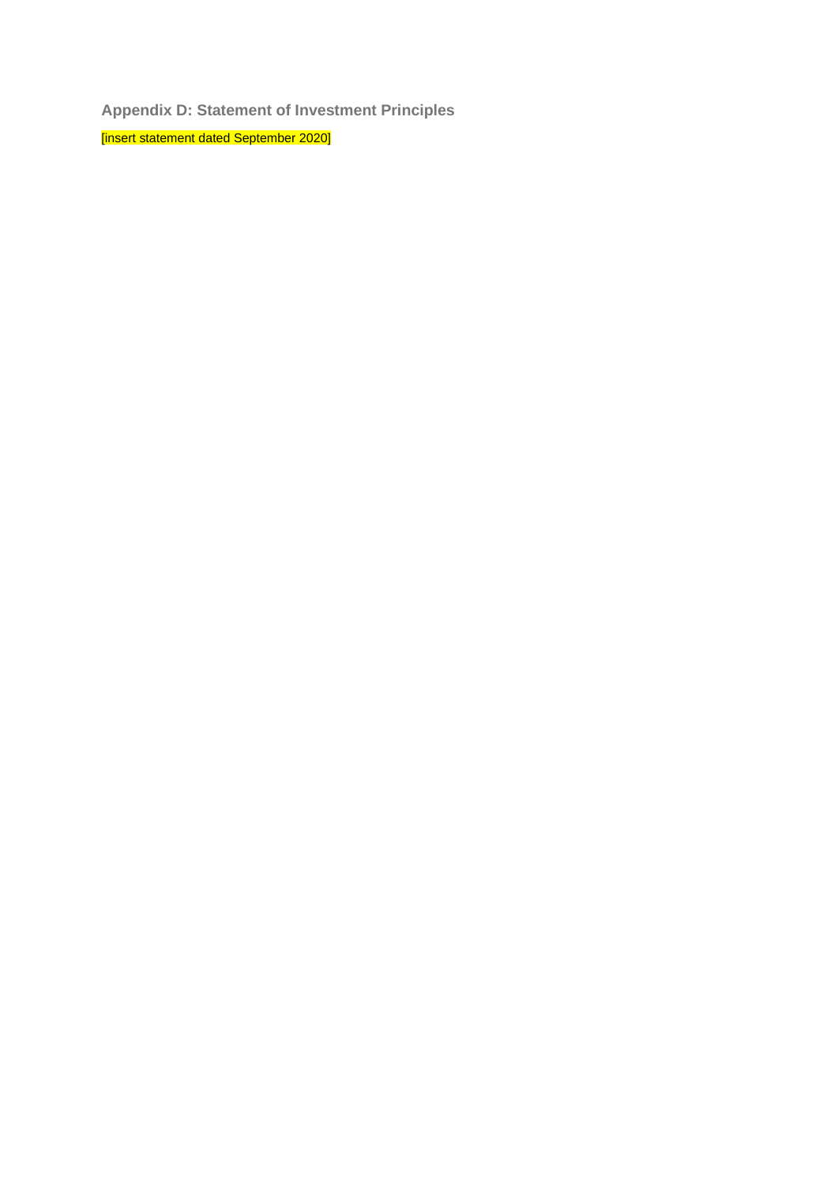## Appendix D: Statement of Investment Principles

[insert statement dated September 2020]